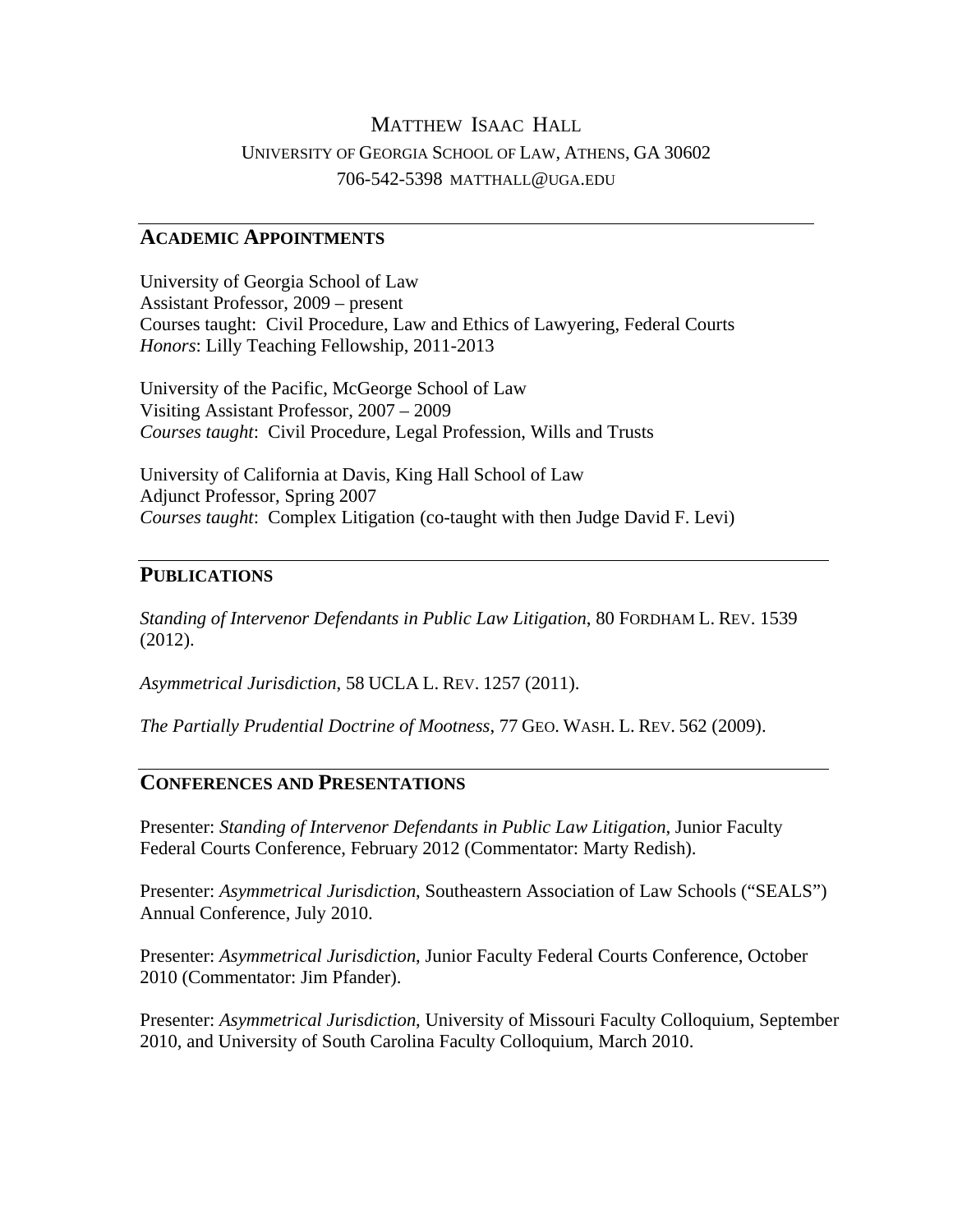# MATTHEW ISAAC HALL

UNIVERSITY OF GEORGIA SCHOOL OF LAW, ATHENS, GA 30602

706-542-5398 MATTHALL@UGA.EDU

## ACADEMIC APPOINTMENTS

University of Georgia School of Law
Assistant Professor, 2009 – present
Courses taught: Civil Procedure, Law and Ethics of Lawyering, Federal Courts
*Honors*: Lilly Teaching Fellowship, 2011-2013

University of the Pacific, McGeorge School of Law
Visiting Assistant Professor, 2007 – 2009
*Courses taught*: Civil Procedure, Legal Profession, Wills and Trusts

University of California at Davis, King Hall School of Law
Adjunct Professor, Spring 2007
*Courses taught*: Complex Litigation (co-taught with then Judge David F. Levi)

## PUBLICATIONS

*Standing of Intervenor Defendants in Public Law Litigation*, 80 FORDHAM L. REV. 1539 (2012).

*Asymmetrical Jurisdiction*, 58 UCLA L. REV. 1257 (2011).

*The Partially Prudential Doctrine of Mootness*, 77 GEO. WASH. L. REV. 562 (2009).

## CONFERENCES AND PRESENTATIONS

Presenter: *Standing of Intervenor Defendants in Public Law Litigation*, Junior Faculty Federal Courts Conference, February 2012 (Commentator: Marty Redish).

Presenter: *Asymmetrical Jurisdiction*, Southeastern Association of Law Schools ("SEALS") Annual Conference, July 2010.

Presenter: *Asymmetrical Jurisdiction*, Junior Faculty Federal Courts Conference, October 2010 (Commentator: Jim Pfander).

Presenter: *Asymmetrical Jurisdiction*, University of Missouri Faculty Colloquium, September 2010, and University of South Carolina Faculty Colloquium, March 2010.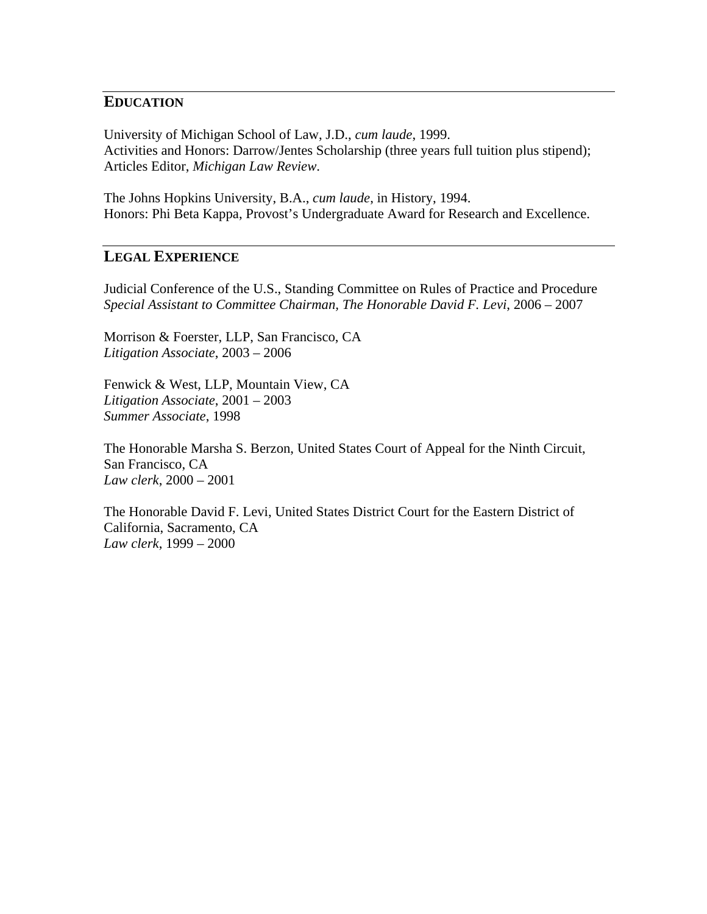## EDUCATION

University of Michigan School of Law, J.D., *cum laude*, 1999.
Activities and Honors: Darrow/Jentes Scholarship (three years full tuition plus stipend); Articles Editor, *Michigan Law Review*.

The Johns Hopkins University, B.A., *cum laude*, in History, 1994.
Honors: Phi Beta Kappa, Provost's Undergraduate Award for Research and Excellence.

## LEGAL EXPERIENCE

Judicial Conference of the U.S., Standing Committee on Rules of Practice and Procedure
*Special Assistant to Committee Chairman, The Honorable David F. Levi*, 2006 – 2007

Morrison & Foerster, LLP, San Francisco, CA
*Litigation Associate*, 2003 – 2006

Fenwick & West, LLP, Mountain View, CA
*Litigation Associate*, 2001 – 2003
*Summer Associate*, 1998

The Honorable Marsha S. Berzon, United States Court of Appeal for the Ninth Circuit, San Francisco, CA
*Law clerk*, 2000 – 2001

The Honorable David F. Levi, United States District Court for the Eastern District of California, Sacramento, CA
*Law clerk*, 1999 – 2000